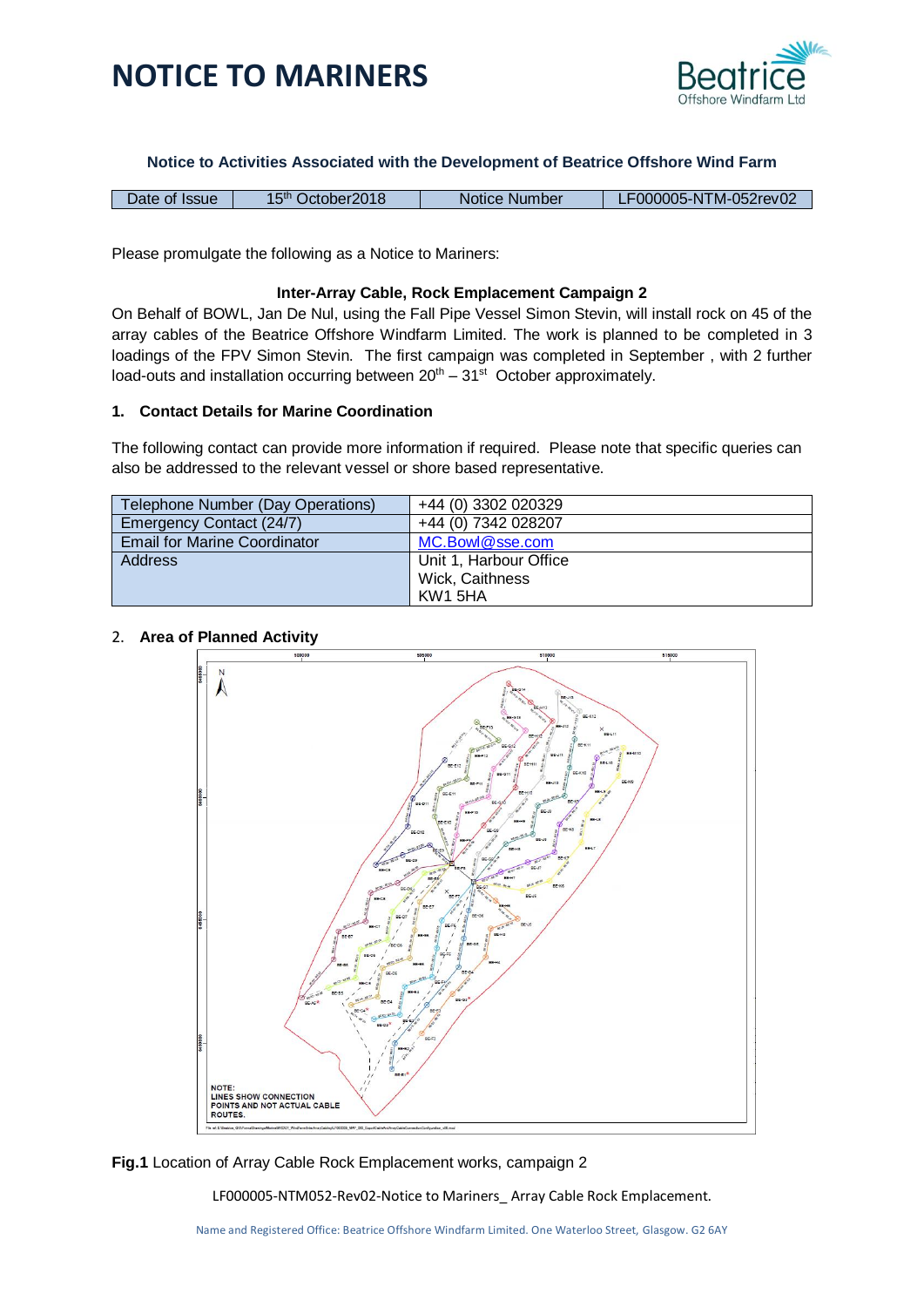# NOTICE TO MARINERS

Beatrice Offshore Windfarm Ltd

**Notice to Activities Associated with the Development of Beatrice Offshore Wind Farm**

| Date of Issue | 15th October2018 | Notice Number | LF000005-NTM-052rev02 |
|---|---|---|---|

Please promulgate the following as a Notice to Mariners:

**Inter-Array Cable, Rock Emplacement Campaign 2**

On Behalf of BOWL, Jan De Nul, using the Fall Pipe Vessel Simon Stevin, will install rock on 45 of the array cables of the Beatrice Offshore Windfarm Limited. The work is planned to be completed in 3 loadings of the FPV Simon Stevin. The first campaign was completed in September , with 2 further load-outs and installation occurring between 20th – 31st October approximately.

### 1. Contact Details for Marine Coordination

The following contact can provide more information if required. Please note that specific queries can also be addressed to the relevant vessel or shore based representative.

| Telephone Number (Day Operations) | +44 (0) 3302 020329 |
|---|---|
| Emergency Contact (24/7) | +44 (0) 7342 028207 |
| Email for Marine Coordinator | MC.Bowl@sse.com |
| Address | Unit 1, Harbour Office<br>Wick, Caithness<br>KW1 5HA |

### 2. Area of Planned Activity

NOTE: LINES SHOW CONNECTION POINTS AND NOT ACTUAL CABLE ROUTES.

**Fig.1** Location of Array Cable Rock Emplacement works, campaign 2

LF000005-NTM052-Rev02-Notice to Mariners_ Array Cable Rock Emplacement.

Name and Registered Office: Beatrice Offshore Windfarm Limited. One Waterloo Street, Glasgow. G2 6AY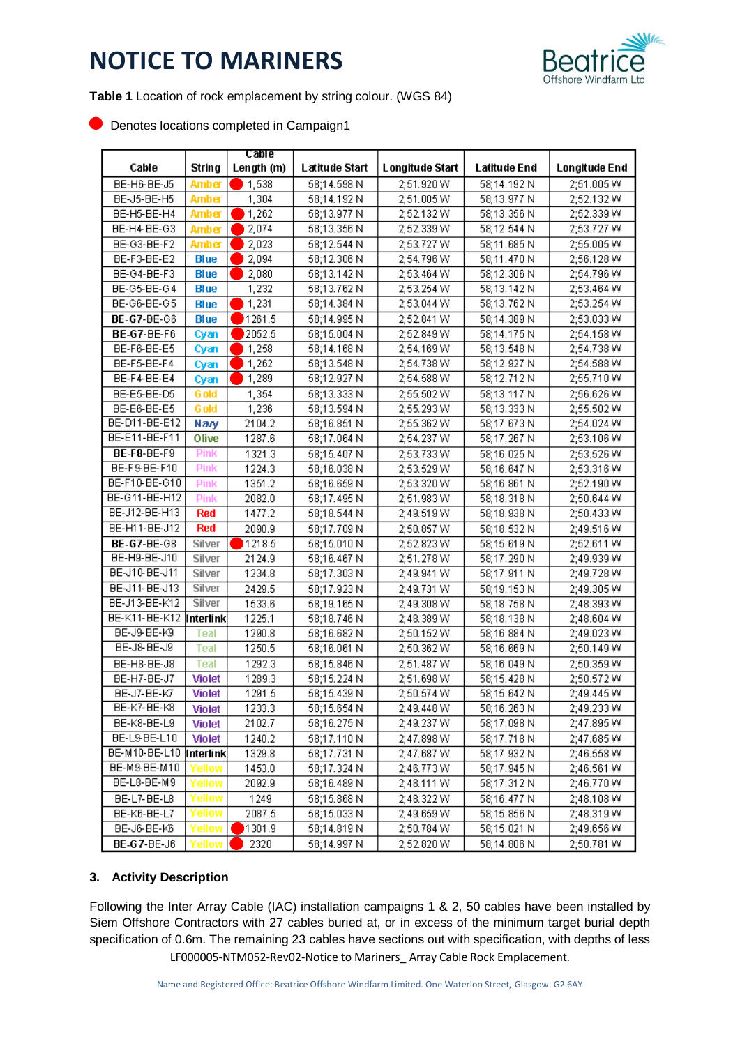# NOTICE TO MARINERS

**Table 1** Location of rock emplacement by string colour. (WGS 84)

● Denotes locations completed in Campaign1

| Cable | String | Cable Length (m) | Latitude Start | Longitude Start | Latitude End | Longitude End |
|---|---|---|---|---|---|---|
| BE-H6-BE-J5 | Amber | ● 1,538 | 58;14.598 N | 2;51.920 W | 58;14.192 N | 2;51.005 W |
| BE-J5-BE-H5 | Amber | 1,304 | 58;14.192 N | 2;51.005 W | 58;13.977 N | 2;52.132 W |
| BE-H5-BE-H4 | Amber | ● 1,262 | 58;13.977 N | 2;52.132 W | 58;13.356 N | 2;52.339 W |
| BE-H4-BE-G3 | Amber | ● 2,074 | 58;13.356 N | 2;52.339 W | 58;12.544 N | 2;53.727 W |
| BE-G3-BE-F2 | Amber | ● 2,023 | 58;12.544 N | 2;53.727 W | 58;11.685 N | 2;55.005 W |
| BE-F3-BE-E2 | Blue | ● 2,094 | 58;12.306 N | 2;54.796 W | 58;11.470 N | 2;56.128 W |
| BE-G4-BE-F3 | Blue | ● 2,080 | 58;13.142 N | 2;53.464 W | 58;12.306 N | 2;54.796 W |
| BE-G5-BE-G4 | Blue | 1,232 | 58;13.762 N | 2;53.254 W | 58;13.142 N | 2;53.464 W |
| BE-G6-BE-G5 | Blue | ● 1,231 | 58;14.384 N | 2;53.044 W | 58;13.762 N | 2;53.254 W |
| **BE-G7**-BE-G6 | Blue | ● 1261.5 | 58;14.995 N | 2;52.841 W | 58;14.389 N | 2;53.033 W |
| **BE-G7**-BE-F6 | Cyan | ● 2052.5 | 58;15.004 N | 2;52.849 W | 58;14.175 N | 2;54.158 W |
| BE-F6-BE-E5 | Cyan | ● 1,258 | 58;14.168 N | 2;54.169 W | 58;13.548 N | 2;54.738 W |
| BE-F5-BE-F4 | Cyan | ● 1,262 | 58;13.548 N | 2;54.738 W | 58;12.927 N | 2;54.588 W |
| BE-F4-BE-E4 | Cyan | ● 1,289 | 58;12.927 N | 2;54.588 W | 58;12.712 N | 2;55.710 W |
| BE-E5-BE-D5 | Gold | 1,354 | 58;13.333 N | 2;55.502 W | 58;13.117 N | 2;56.626 W |
| BE-E6-BE-E5 | Gold | 1,236 | 58;13.594 N | 2;55.293 W | 58;13.333 N | 2;55.502 W |
| BE-D11-BE-E12 | Navy | 2104.2 | 58;16.851 N | 2;55.362 W | 58;17.673 N | 2;54.024 W |
| BE-E11-BE-F11 | Olive | 1287.6 | 58;17.064 N | 2;54.237 W | 58;17.267 N | 2;53.106 W |
| **BE-F8**-BE-F9 | Pink | 1321.3 | 58;15.407 N | 2;53.733 W | 58;16.025 N | 2;53.526 W |
| BE-F9-BE-F10 | Pink | 1224.3 | 58;16.038 N | 2;53.529 W | 58;16.647 N | 2;53.316 W |
| BE-F10-BE-G10 | Pink | 1351.2 | 58;16.659 N | 2;53.320 W | 58;16.861 N | 2;52.190 W |
| BE-G11-BE-H12 | Pink | 2082.0 | 58;17.495 N | 2;51.983 W | 58;18.318 N | 2;50.644 W |
| BE-J12-BE-H13 | Red | 1477.2 | 58;18.544 N | 2;49.519 W | 58;18.938 N | 2;50.433 W |
| BE-H11-BE-J12 | Red | 2090.9 | 58;17.709 N | 2;50.857 W | 58;18.532 N | 2;49.516 W |
| **BE-G7**-BE-G8 | Silver | ● 1218.5 | 58;15.010 N | 2;52.823 W | 58;15.619 N | 2;52.611 W |
| BE-H9-BE-J10 | Silver | 2124.9 | 58;16.467 N | 2;51.278 W | 58;17.290 N | 2;49.939 W |
| BE-J10-BE-J11 | Silver | 1234.8 | 58;17.303 N | 2;49.941 W | 58;17.911 N | 2;49.728 W |
| BE-J11-BE-J13 | Silver | 2429.5 | 58;17.923 N | 2;49.731 W | 58;19.153 N | 2;49.305 W |
| BE-J13-BE-K12 | Silver | 1533.6 | 58;19.165 N | 2;49.308 W | 58;18.758 N | 2;48.393 W |
| BE-K11-BE-K12 | Interlink | 1225.1 | 58;18.746 N | 2;48.389 W | 58;18.138 N | 2;48.604 W |
| BE-J9-BE-K9 | Teal | 1290.8 | 58;16.682 N | 2;50.152 W | 58;16.884 N | 2;49.023 W |
| BE-J8-BE-J9 | Teal | 1250.5 | 58;16.061 N | 2;50.362 W | 58;16.669 N | 2;50.149 W |
| BE-H8-BE-J8 | Teal | 1292.3 | 58;15.846 N | 2;51.487 W | 58;16.049 N | 2;50.359 W |
| BE-H7-BE-J7 | Violet | 1289.3 | 58;15.224 N | 2;51.698 W | 58;15.428 N | 2;50.572 W |
| BE-J7-BE-K7 | Violet | 1291.5 | 58;15.439 N | 2;50.574 W | 58;15.642 N | 2;49.445 W |
| BE-K7-BE-K8 | Violet | 1233.3 | 58;15.654 N | 2;49.448 W | 58;16.263 N | 2;49.233 W |
| BE-K8-BE-L9 | Violet | 2102.7 | 58;16.275 N | 2;49.237 W | 58;17.098 N | 2;47.895 W |
| BE-L9-BE-L10 | Violet | 1240.2 | 58;17.110 N | 2;47.898 W | 58;17.718 N | 2;47.685 W |
| BE-M10-BE-L10 | Interlink | 1329.8 | 58;17.731 N | 2;47.687 W | 58;17.932 N | 2;46.558 W |
| BE-M9-BE-M10 | Yellow | 1453.0 | 58;17.324 N | 2;46.773 W | 58;17.945 N | 2;46.561 W |
| BE-L8-BE-M9 | Yellow | 2092.9 | 58;16.489 N | 2;48.111 W | 58;17.312 N | 2;46.770 W |
| BE-L7-BE-L8 | Yellow | 1249 | 58;15.868 N | 2;48.322 W | 58;16.477 N | 2;48.108 W |
| BE-K6-BE-L7 | Yellow | 2087.5 | 58;15.033 N | 2;49.659 W | 58;15.856 N | 2;48.319 W |
| BE-J6-BE-K6 | Yellow | ● 1301.9 | 58;14.819 N | 2;50.784 W | 58;15.021 N | 2;49.656 W |
| **BE-G7**-BE-J6 | Yellow | ● 2320 | 58;14.997 N | 2;52.820 W | 58;14.806 N | 2;50.781 W |

## 3. Activity Description

Following the Inter Array Cable (IAC) installation campaigns 1 & 2, 50 cables have been installed by Siem Offshore Contractors with 27 cables buried at, or in excess of the minimum target burial depth specification of 0.6m. The remaining 23 cables have sections out with specification, with depths of less

LF000005-NTM052-Rev02-Notice to Mariners_ Array Cable Rock Emplacement.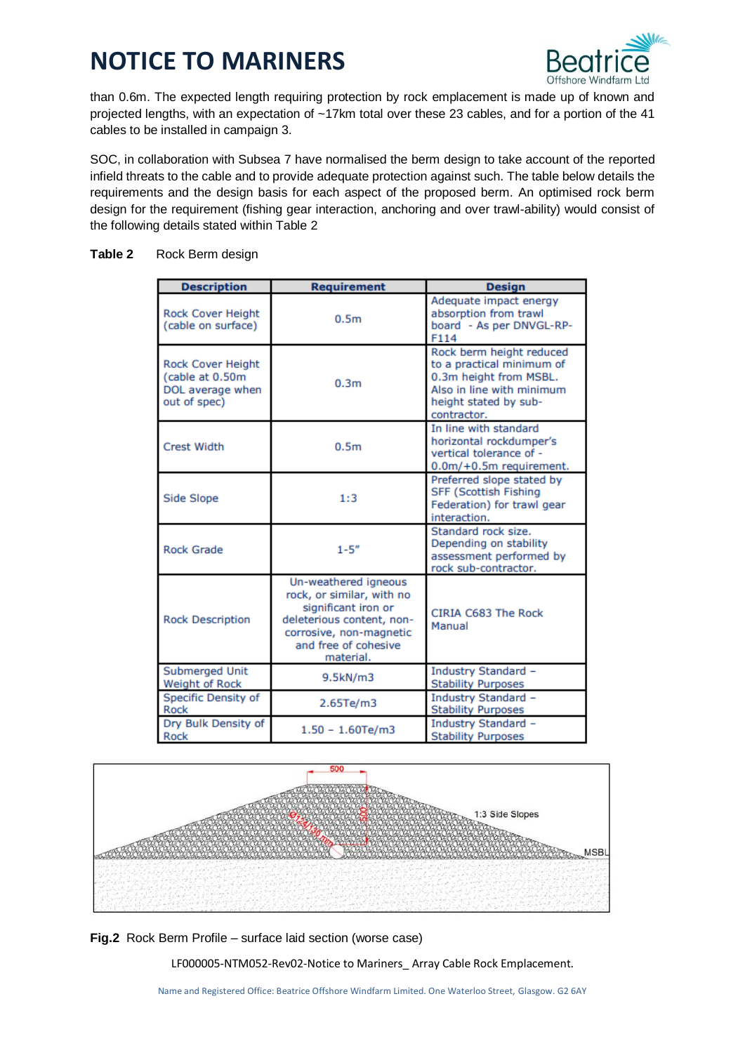than 0.6m. The expected length requiring protection by rock emplacement is made up of known and projected lengths, with an expectation of ~17km total over these 23 cables, and for a portion of the 41 cables to be installed in campaign 3.

SOC, in collaboration with Subsea 7 have normalised the berm design to take account of the reported infield threats to the cable and to provide adequate protection against such. The table below details the requirements and the design basis for each aspect of the proposed berm. An optimised rock berm design for the requirement (fishing gear interaction, anchoring and over trawl-ability) would consist of the following details stated within Table 2

**Table 2** Rock Berm design

| Description | Requirement | Design |
|---|---|---|
| Rock Cover Height (cable on surface) | 0.5m | Adequate impact energy absorption from trawl board - As per DNVGL-RP-F114 |
| Rock Cover Height (cable at 0.50m DOL average when out of spec) | 0.3m | Rock berm height reduced to a practical minimum of 0.3m height from MSBL. Also in line with minimum height stated by sub-contractor. |
| Crest Width | 0.5m | In line with standard horizontal rockdumper's vertical tolerance of -0.0m/+0.5m requirement. |
| Side Slope | 1:3 | Preferred slope stated by SFF (Scottish Fishing Federation) for trawl gear interaction. |
| Rock Grade | 1-5" | Standard rock size. Depending on stability assessment performed by rock sub-contractor. |
| Rock Description | Un-weathered igneous rock, or similar, with no significant iron or deleterious content, non-corrosive, non-magnetic and free of cohesive material. | CIRIA C683 The Rock Manual |
| Submerged Unit Weight of Rock | 9.5kN/m3 | Industry Standard – Stability Purposes |
| Specific Density of Rock | 2.65Te/m3 | Industry Standard – Stability Purposes |
| Dry Bulk Density of Rock | 1.50 – 1.60Te/m3 | Industry Standard – Stability Purposes |

**Fig.2** Rock Berm Profile – surface laid section (worse case)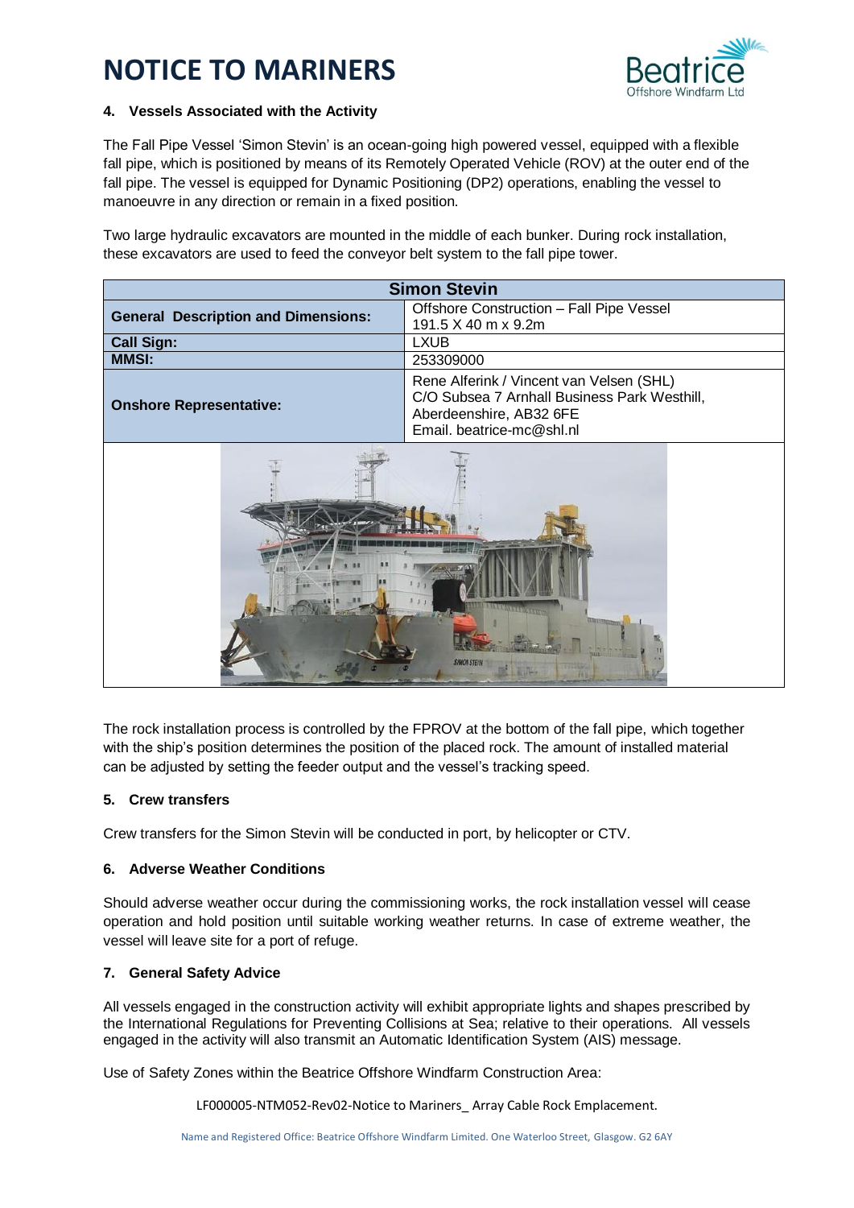#### 4. Vessels Associated with the Activity

The Fall Pipe Vessel 'Simon Stevin' is an ocean-going high powered vessel, equipped with a flexible fall pipe, which is positioned by means of its Remotely Operated Vehicle (ROV) at the outer end of the fall pipe. The vessel is equipped for Dynamic Positioning (DP2) operations, enabling the vessel to manoeuvre in any direction or remain in a fixed position.

Two large hydraulic excavators are mounted in the middle of each bunker. During rock installation, these excavators are used to feed the conveyor belt system to the fall pipe tower.

| Simon Stevin | |
|---|---|
| **General Description and Dimensions:** | Offshore Construction – Fall Pipe Vessel<br>191.5 X 40 m x 9.2m |
| **Call Sign:** | LXUB |
| **MMSI:** | 253309000 |
| **Onshore Representative:** | Rene Alferink / Vincent van Velsen (SHL)<br>C/O Subsea 7 Arnhall Business Park Westhill, Aberdeenshire, AB32 6FE<br>Email. beatrice-mc@shl.nl |

The rock installation process is controlled by the FPROV at the bottom of the fall pipe, which together with the ship's position determines the position of the placed rock. The amount of installed material can be adjusted by setting the feeder output and the vessel's tracking speed.

#### 5. Crew transfers

Crew transfers for the Simon Stevin will be conducted in port, by helicopter or CTV.

#### 6. Adverse Weather Conditions

Should adverse weather occur during the commissioning works, the rock installation vessel will cease operation and hold position until suitable working weather returns. In case of extreme weather, the vessel will leave site for a port of refuge.

#### 7. General Safety Advice

All vessels engaged in the construction activity will exhibit appropriate lights and shapes prescribed by the International Regulations for Preventing Collisions at Sea; relative to their operations. All vessels engaged in the activity will also transmit an Automatic Identification System (AIS) message.

Use of Safety Zones within the Beatrice Offshore Windfarm Construction Area: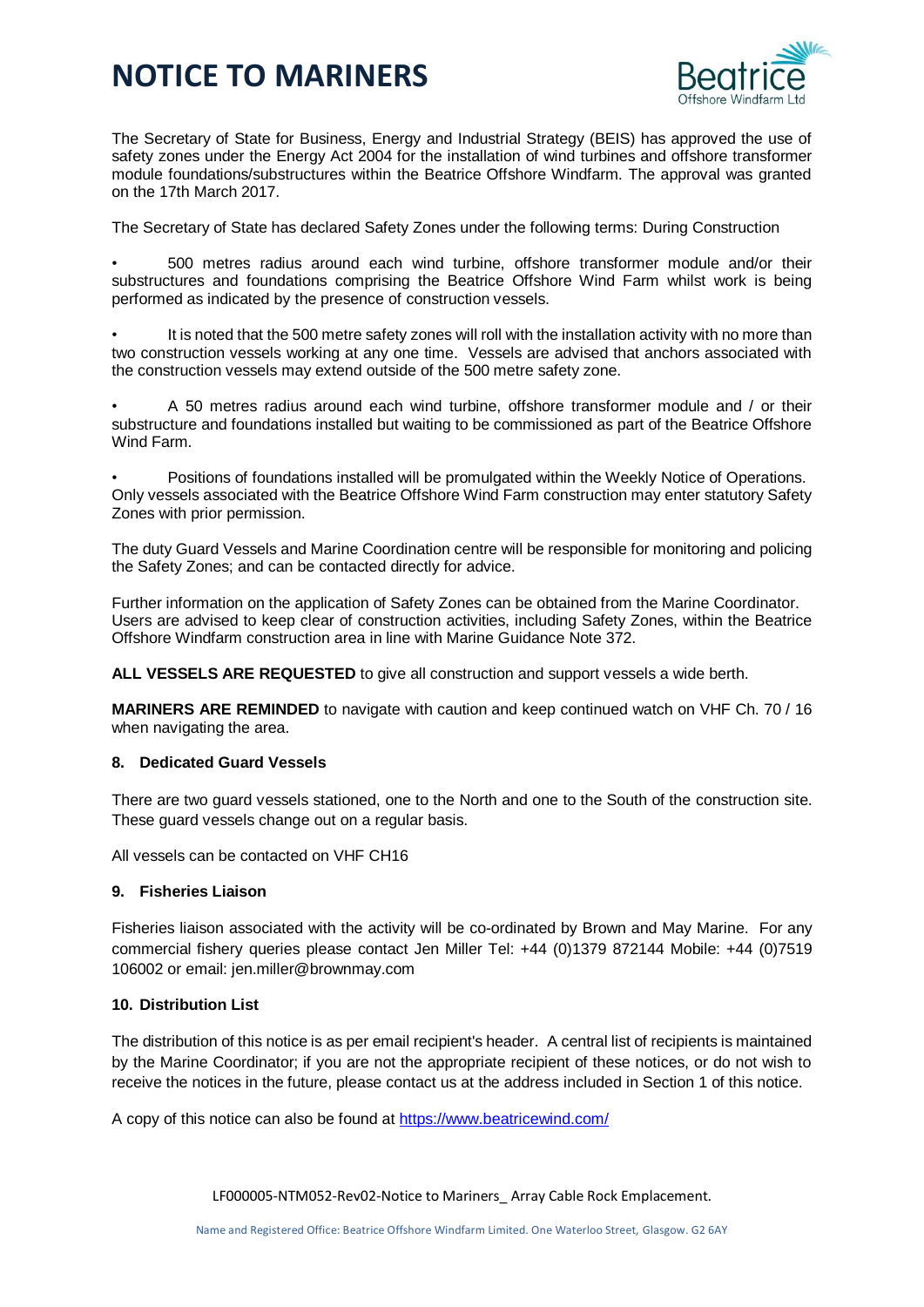# NOTICE TO MARINERS

The Secretary of State for Business, Energy and Industrial Strategy (BEIS) has approved the use of safety zones under the Energy Act 2004 for the installation of wind turbines and offshore transformer module foundations/substructures within the Beatrice Offshore Windfarm. The approval was granted on the 17th March 2017.

The Secretary of State has declared Safety Zones under the following terms: During Construction

- 500 metres radius around each wind turbine, offshore transformer module and/or their substructures and foundations comprising the Beatrice Offshore Wind Farm whilst work is being performed as indicated by the presence of construction vessels.
- It is noted that the 500 metre safety zones will roll with the installation activity with no more than two construction vessels working at any one time. Vessels are advised that anchors associated with the construction vessels may extend outside of the 500 metre safety zone.
- A 50 metres radius around each wind turbine, offshore transformer module and / or their substructure and foundations installed but waiting to be commissioned as part of the Beatrice Offshore Wind Farm.
- Positions of foundations installed will be promulgated within the Weekly Notice of Operations. Only vessels associated with the Beatrice Offshore Wind Farm construction may enter statutory Safety Zones with prior permission.

The duty Guard Vessels and Marine Coordination centre will be responsible for monitoring and policing the Safety Zones; and can be contacted directly for advice.

Further information on the application of Safety Zones can be obtained from the Marine Coordinator. Users are advised to keep clear of construction activities, including Safety Zones, within the Beatrice Offshore Windfarm construction area in line with Marine Guidance Note 372.

**ALL VESSELS ARE REQUESTED** to give all construction and support vessels a wide berth.

**MARINERS ARE REMINDED** to navigate with caution and keep continued watch on VHF Ch. 70 / 16 when navigating the area.

### 8. Dedicated Guard Vessels

There are two guard vessels stationed, one to the North and one to the South of the construction site. These guard vessels change out on a regular basis.

All vessels can be contacted on VHF CH16

### 9. Fisheries Liaison

Fisheries liaison associated with the activity will be co-ordinated by Brown and May Marine. For any commercial fishery queries please contact Jen Miller Tel: +44 (0)1379 872144 Mobile: +44 (0)7519 106002 or email: jen.miller@brownmay.com

### 10. Distribution List

The distribution of this notice is as per email recipient's header. A central list of recipients is maintained by the Marine Coordinator; if you are not the appropriate recipient of these notices, or do not wish to receive the notices in the future, please contact us at the address included in Section 1 of this notice.

A copy of this notice can also be found at https://www.beatricewind.com/